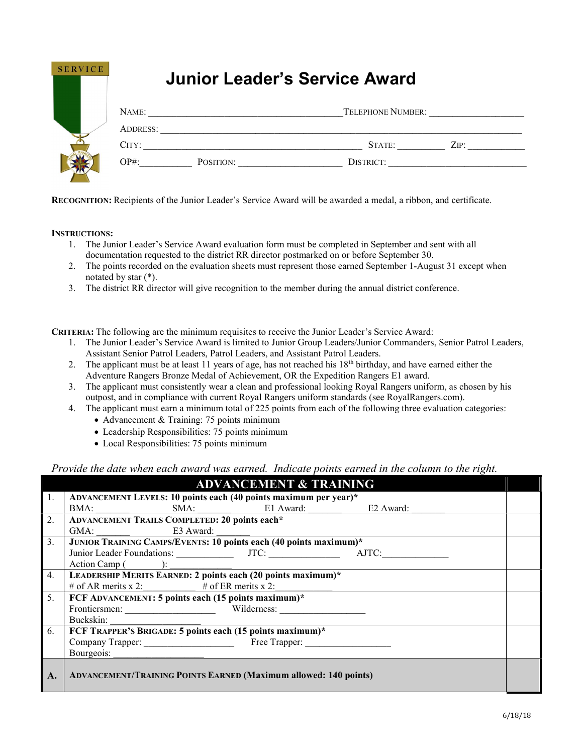# Junior Leader's Service Award

NAME: ________________________ TELEPHONE NUMBER: ____________

ADDRESS: ________________________________________________

CITY: ____________________________ STATE: ________ ZIP: __________

OP#: __________ POSITION: ________________ DISTRICT: ______________________

**RECOGNITION:** Recipients of the Junior Leader's Service Award will be awarded a medal, a ribbon, and certificate.

**INSTRUCTIONS:**

1. The Junior Leader's Service Award evaluation form must be completed in September and sent with all documentation requested to the district RR director postmarked on or before September 30.
2. The points recorded on the evaluation sheets must represent those earned September 1-August 31 except when notated by star (*).
3. The district RR director will give recognition to the member during the annual district conference.

**CRITERIA:** The following are the minimum requisites to receive the Junior Leader's Service Award:

1. The Junior Leader's Service Award is limited to Junior Group Leaders/Junior Commanders, Senior Patrol Leaders, Assistant Senior Patrol Leaders, Patrol Leaders, and Assistant Patrol Leaders.
2. The applicant must be at least 11 years of age, has not reached his 18th birthday, and have earned either the Adventure Rangers Bronze Medal of Achievement, OR the Expedition Rangers E1 award.
3. The applicant must consistently wear a clean and professional looking Royal Rangers uniform, as chosen by his outpost, and in compliance with current Royal Rangers uniform standards (see RoyalRangers.com).
4. The applicant must earn a minimum total of 225 points from each of the following three evaluation categories:
   - Advancement & Training: 75 points minimum
   - Leadership Responsibilities: 75 points minimum
   - Local Responsibilities: 75 points minimum

*Provide the date when each award was earned. Indicate points earned in the column to the right.*

| | ADVANCEMENT & TRAINING | |
|---|---|---|
| 1. | **ADVANCEMENT LEVELS: 10 points each (40 points maximum per year)***<br>BMA: _______ SMA: _______ E1 Award: _______ E2 Award: _______ | |
| 2. | **ADVANCEMENT TRAILS COMPLETED: 20 points each***<br>GMA: _______ E3 Award: _______ | |
| 3. | **JUNIOR TRAINING CAMPS/EVENTS: 10 points each (40 points maximum)***<br>Junior Leader Foundations: ___________ JTC: ______________ AJTC: ______________<br>Action Camp ( ): ____________ | |
| 4. | **LEADERSHIP MERITS EARNED: 2 points each (20 points maximum)***<br># of AR merits x 2: __________ # of ER merits x 2: ___________ | |
| 5. | **FCF ADVANCEMENT: 5 points each (15 points maximum)***<br>Frontiersmen: __________________ Wilderness: _________________<br>Buckskin: __________________ | |
| 6. | **FCF TRAPPER'S BRIGADE: 5 points each (15 points maximum)***<br>Company Trapper: __________________ Free Trapper: _________________<br>Bourgeois: __________________ | |
| **A.** | **ADVANCEMENT/TRAINING POINTS EARNED (Maximum allowed: 140 points)** | |

6/18/18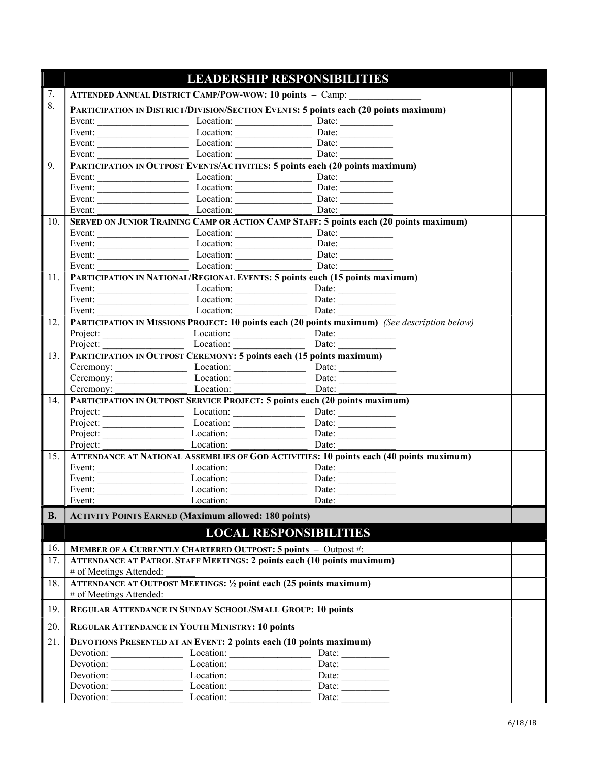| | LEADERSHIP RESPONSIBILITIES | |
|---|---|---|
| 7. | **ATTENDED ANNUAL DISTRICT CAMP/POW-WOW: 10 points** – Camp: _______________ | |
| 8. | **PARTICIPATION IN DISTRICT/DIVISION/SECTION EVENTS: 5 points each (20 points maximum)**<br>Event: ___________________ Location: ________________ Date: ___________<br>Event: ___________________ Location: ________________ Date: ___________<br>Event: ___________________ Location: ________________ Date: ___________<br>Event: ___________________ Location: ________________ Date: ___________ | |
| 9. | **PARTICIPATION IN OUTPOST EVENTS/ACTIVITIES: 5 points each (20 points maximum)**<br>Event: ___________________ Location: ________________ Date: ___________<br>Event: ___________________ Location: ________________ Date: ___________<br>Event: ___________________ Location: ________________ Date: ___________<br>Event: ___________________ Location: ________________ Date: ___________ | |
| 10. | **SERVED ON JUNIOR TRAINING CAMP OR ACTION CAMP STAFF: 5 points each (20 points maximum)**<br>Event: ___________________ Location: ________________ Date: ___________<br>Event: ___________________ Location: ________________ Date: ___________<br>Event: ___________________ Location: ________________ Date: ___________<br>Event: ___________________ Location: ________________ Date: ___________ | |
| 11. | **PARTICIPATION IN NATIONAL/REGIONAL EVENTS: 5 points each (15 points maximum)**<br>Event: ___________________ Location: _______________ Date: ____________<br>Event: ___________________ Location: _______________ Date: ____________<br>Event: ___________________ Location: _______________ Date: ____________ | |
| 12. | **PARTICIPATION IN MISSIONS PROJECT: 10 points each (20 points maximum)** *(See description below)*<br>Project: _________________ Location: _______________ Date: ____________<br>Project: _________________ Location: _______________ Date: ____________ | |
| 13. | **PARTICIPATION IN OUTPOST CEREMONY: 5 points each (15 points maximum)**<br>Ceremony: _______________ Location: _______________ Date: ____________<br>Ceremony: _______________ Location: _______________ Date: ____________<br>Ceremony: _______________ Location: _______________ Date: ____________ | |
| 14. | **PARTICIPATION IN OUTPOST SERVICE PROJECT: 5 points each (20 points maximum)**<br>Project: _________________ Location: _______________ Date: ____________<br>Project: _________________ Location: _______________ Date: ____________<br>Project: _________________ Location: ________________ Date: ____________<br>Project: _________________ Location: ________________ Date: ____________ | |
| 15. | **ATTENDANCE AT NATIONAL ASSEMBLIES OF GOD ACTIVITIES: 10 points each (40 points maximum)**<br>Event: __________________ Location: ________________ Date: ____________<br>Event: __________________ Location: ________________ Date: ____________<br>Event: __________________ Location: ________________ Date: ____________<br>Event: __________________ Location: ________________ Date: ____________ | |
| **B.** | **ACTIVITY POINTS EARNED (Maximum allowed: 180 points)** | |
| | **LOCAL RESPONSIBILITIES** | |
| 16. | **MEMBER OF A CURRENTLY CHARTERED OUTPOST: 5 points** – Outpost #: ______ | |
| 17. | **ATTENDANCE AT PATROL STAFF MEETINGS: 2 points each (10 points maximum)**<br># of Meetings Attended: ______ | |
| 18. | **ATTENDANCE AT OUTPOST MEETINGS: ½ point each (25 points maximum)**<br># of Meetings Attended: ______ | |
| 19. | **REGULAR ATTENDANCE IN SUNDAY SCHOOL/SMALL GROUP: 10 points** | |
| 20. | **REGULAR ATTENDANCE IN YOUTH MINISTRY: 10 points** | |
| 21. | **DEVOTIONS PRESENTED AT AN EVENT: 2 points each (10 points maximum)**<br>Devotion: _______________ Location: _________________ Date: __________<br>Devotion: _______________ Location: _________________ Date: __________<br>Devotion: _______________ Location: _________________ Date: __________<br>Devotion: _______________ Location: _________________ Date: __________<br>Devotion: _______________ Location: _________________ Date: __________ | |

6/18/18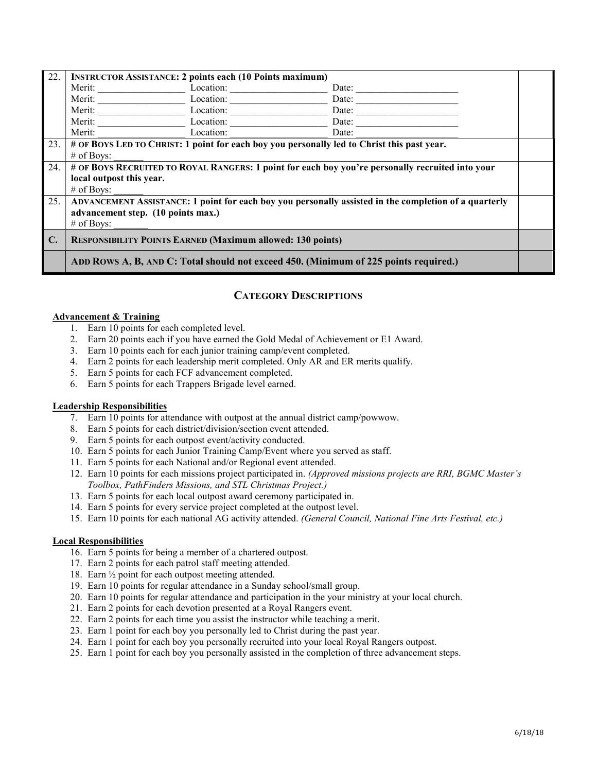| | | |
|---|---|---|
| 22. | **INSTRUCTOR ASSISTANCE: 2 points each (10 Points maximum)**<br>Merit: ________________ Location: __________________ Date: ____________________<br>Merit: ________________ Location: __________________ Date: ____________________<br>Merit: ________________ Location: __________________ Date: ____________________<br>Merit: ________________ Location: __________________ Date: ____________________<br>Merit: ________________ Location: __________________ Date: ____________________ | |
| 23. | **# OF BOYS LED TO CHRIST: 1 point for each boy you personally led to Christ this past year.**<br># of Boys: ______ | |
| 24. | **# OF BOYS RECRUITED TO ROYAL RANGERS: 1 point for each boy you're personally recruited into your local outpost this year.**<br># of Boys: ______ | |
| 25. | **ADVANCEMENT ASSISTANCE: 1 point for each boy you personally assisted in the completion of a quarterly advancement step. (10 points max.)**<br># of Boys: _______ | |
| **C.** | **RESPONSIBILITY POINTS EARNED (Maximum allowed: 130 points)** | |
| | **ADD ROWS A, B, AND C: Total should not exceed 450. (Minimum of 225 points required.)** | |

## CATEGORY DESCRIPTIONS

**Advancement & Training**

1. Earn 10 points for each completed level.
2. Earn 20 points each if you have earned the Gold Medal of Achievement or E1 Award.
3. Earn 10 points each for each junior training camp/event completed.
4. Earn 2 points for each leadership merit completed. Only AR and ER merits qualify.
5. Earn 5 points for each FCF advancement completed.
6. Earn 5 points for each Trappers Brigade level earned.

**Leadership Responsibilities**

7. Earn 10 points for attendance with outpost at the annual district camp/powwow.
8. Earn 5 points for each district/division/section event attended.
9. Earn 5 points for each outpost event/activity conducted.
10. Earn 5 points for each Junior Training Camp/Event where you served as staff.
11. Earn 5 points for each National and/or Regional event attended.
12. Earn 10 points for each missions project participated in. *(Approved missions projects are RRI, BGMC Master's Toolbox, PathFinders Missions, and STL Christmas Project.)*
13. Earn 5 points for each local outpost award ceremony participated in.
14. Earn 5 points for every service project completed at the outpost level.
15. Earn 10 points for each national AG activity attended. *(General Council, National Fine Arts Festival, etc.)*

**Local Responsibilities**

16. Earn 5 points for being a member of a chartered outpost.
17. Earn 2 points for each patrol staff meeting attended.
18. Earn ½ point for each outpost meeting attended.
19. Earn 10 points for regular attendance in a Sunday school/small group.
20. Earn 10 points for regular attendance and participation in the your ministry at your local church.
21. Earn 2 points for each devotion presented at a Royal Rangers event.
22. Earn 2 points for each time you assist the instructor while teaching a merit.
23. Earn 1 point for each boy you personally led to Christ during the past year.
24. Earn 1 point for each boy you personally recruited into your local Royal Rangers outpost.
25. Earn 1 point for each boy you personally assisted in the completion of three advancement steps.

6/18/18